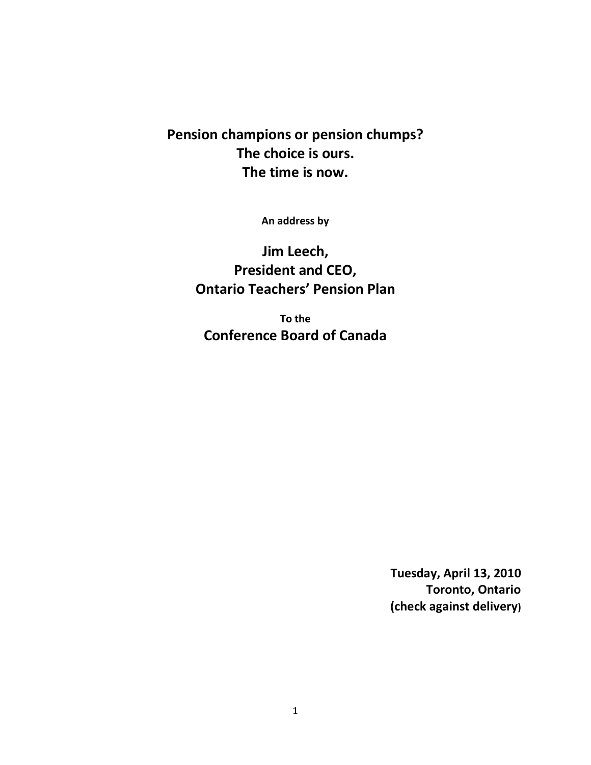# Pension champions or pension chumps?
# The choice is ours.
# The time is now.

**An address by**

## Jim Leech,
## President and CEO,
## Ontario Teachers' Pension Plan

**To the**

## Conference Board of Canada

**Tuesday, April 13, 2010**
**Toronto, Ontario**
**(check against delivery)**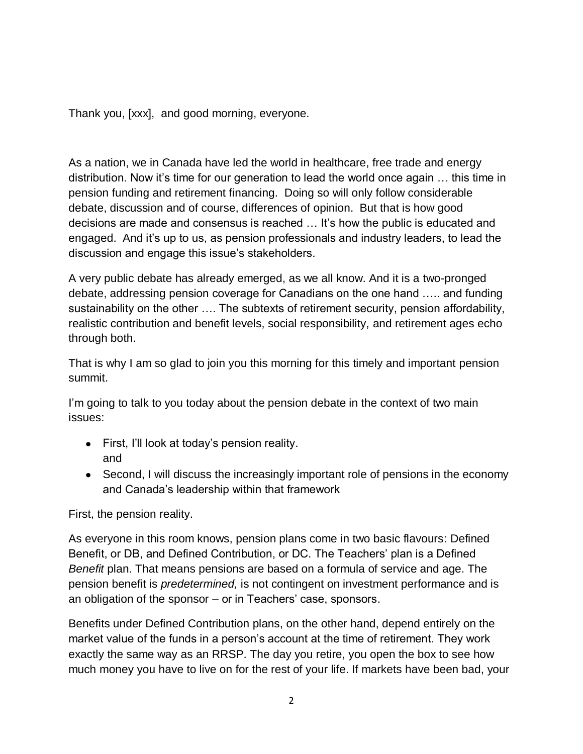Thank you, [xxx], and good morning, everyone.

As a nation, we in Canada have led the world in healthcare, free trade and energy distribution. Now it's time for our generation to lead the world once again … this time in pension funding and retirement financing. Doing so will only follow considerable debate, discussion and of course, differences of opinion. But that is how good decisions are made and consensus is reached … It's how the public is educated and engaged. And it's up to us, as pension professionals and industry leaders, to lead the discussion and engage this issue's stakeholders.

A very public debate has already emerged, as we all know. And it is a two-pronged debate, addressing pension coverage for Canadians on the one hand ….. and funding sustainability on the other …. The subtexts of retirement security, pension affordability, realistic contribution and benefit levels, social responsibility, and retirement ages echo through both.

That is why I am so glad to join you this morning for this timely and important pension summit.

I'm going to talk to you today about the pension debate in the context of two main issues:

- First, I'll look at today's pension reality.
  and
- Second, I will discuss the increasingly important role of pensions in the economy and Canada's leadership within that framework

First, the pension reality.

As everyone in this room knows, pension plans come in two basic flavours: Defined Benefit, or DB, and Defined Contribution, or DC. The Teachers' plan is a Defined *Benefit* plan. That means pensions are based on a formula of service and age. The pension benefit is *predetermined,* is not contingent on investment performance and is an obligation of the sponsor – or in Teachers' case, sponsors.

Benefits under Defined Contribution plans, on the other hand, depend entirely on the market value of the funds in a person's account at the time of retirement. They work exactly the same way as an RRSP. The day you retire, you open the box to see how much money you have to live on for the rest of your life. If markets have been bad, your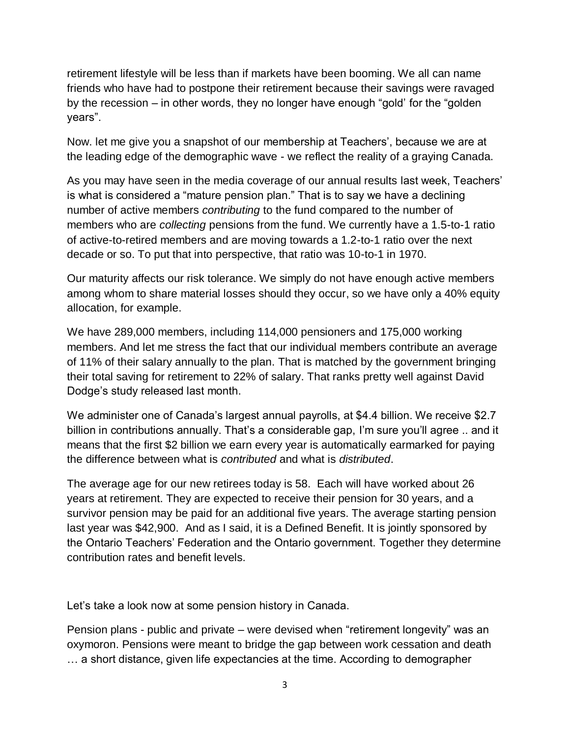retirement lifestyle will be less than if markets have been booming. We all can name friends who have had to postpone their retirement because their savings were ravaged by the recession – in other words, they no longer have enough "gold' for the "golden years".

Now. let me give you a snapshot of our membership at Teachers', because we are at the leading edge of the demographic wave - we reflect the reality of a graying Canada.

As you may have seen in the media coverage of our annual results last week, Teachers' is what is considered a "mature pension plan." That is to say we have a declining number of active members *contributing* to the fund compared to the number of members who are *collecting* pensions from the fund. We currently have a 1.5-to-1 ratio of active-to-retired members and are moving towards a 1.2-to-1 ratio over the next decade or so. To put that into perspective, that ratio was 10-to-1 in 1970.

Our maturity affects our risk tolerance. We simply do not have enough active members among whom to share material losses should they occur, so we have only a 40% equity allocation, for example.

We have 289,000 members, including 114,000 pensioners and 175,000 working members. And let me stress the fact that our individual members contribute an average of 11% of their salary annually to the plan. That is matched by the government bringing their total saving for retirement to 22% of salary. That ranks pretty well against David Dodge's study released last month.

We administer one of Canada's largest annual payrolls, at $4.4 billion. We receive $2.7 billion in contributions annually. That's a considerable gap, I'm sure you'll agree .. and it means that the first $2 billion we earn every year is automatically earmarked for paying the difference between what is *contributed* and what is *distributed*.

The average age for our new retirees today is 58. Each will have worked about 26 years at retirement. They are expected to receive their pension for 30 years, and a survivor pension may be paid for an additional five years. The average starting pension last year was $42,900. And as I said, it is a Defined Benefit. It is jointly sponsored by the Ontario Teachers' Federation and the Ontario government. Together they determine contribution rates and benefit levels.

Let's take a look now at some pension history in Canada.

Pension plans - public and private – were devised when "retirement longevity" was an oxymoron. Pensions were meant to bridge the gap between work cessation and death … a short distance, given life expectancies at the time. According to demographer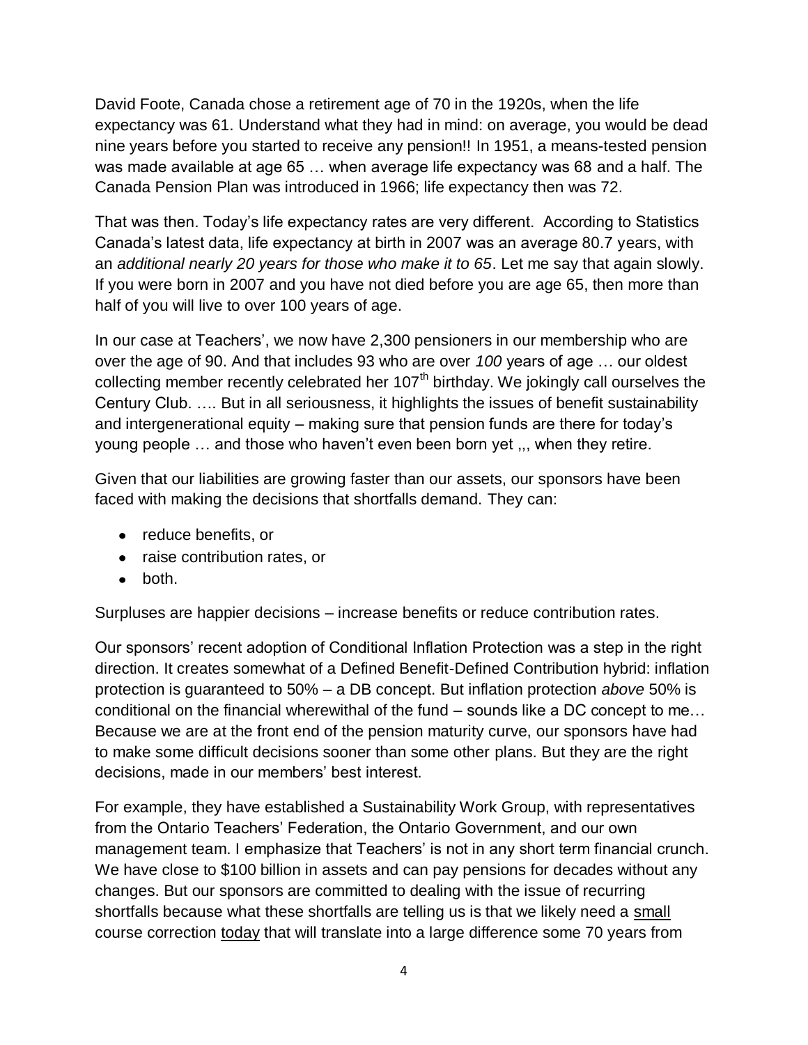David Foote, Canada chose a retirement age of 70 in the 1920s, when the life expectancy was 61. Understand what they had in mind: on average, you would be dead nine years before you started to receive any pension!! In 1951, a means-tested pension was made available at age 65 … when average life expectancy was 68 and a half. The Canada Pension Plan was introduced in 1966; life expectancy then was 72.

That was then. Today's life expectancy rates are very different. According to Statistics Canada's latest data, life expectancy at birth in 2007 was an average 80.7 years, with an *additional nearly 20 years for those who make it to 65*. Let me say that again slowly. If you were born in 2007 and you have not died before you are age 65, then more than half of you will live to over 100 years of age.

In our case at Teachers', we now have 2,300 pensioners in our membership who are over the age of 90. And that includes 93 who are over *100* years of age … our oldest collecting member recently celebrated her 107th birthday. We jokingly call ourselves the Century Club. …. But in all seriousness, it highlights the issues of benefit sustainability and intergenerational equity – making sure that pension funds are there for today's young people … and those who haven't even been born yet ,,, when they retire.

Given that our liabilities are growing faster than our assets, our sponsors have been faced with making the decisions that shortfalls demand. They can:

- reduce benefits, or
- raise contribution rates, or
- both.

Surpluses are happier decisions – increase benefits or reduce contribution rates.

Our sponsors' recent adoption of Conditional Inflation Protection was a step in the right direction. It creates somewhat of a Defined Benefit-Defined Contribution hybrid: inflation protection is guaranteed to 50% – a DB concept. But inflation protection *above* 50% is conditional on the financial wherewithal of the fund – sounds like a DC concept to me… Because we are at the front end of the pension maturity curve, our sponsors have had to make some difficult decisions sooner than some other plans. But they are the right decisions, made in our members' best interest.

For example, they have established a Sustainability Work Group, with representatives from the Ontario Teachers' Federation, the Ontario Government, and our own management team. I emphasize that Teachers' is not in any short term financial crunch. We have close to $100 billion in assets and can pay pensions for decades without any changes. But our sponsors are committed to dealing with the issue of recurring shortfalls because what these shortfalls are telling us is that we likely need a small course correction today that will translate into a large difference some 70 years from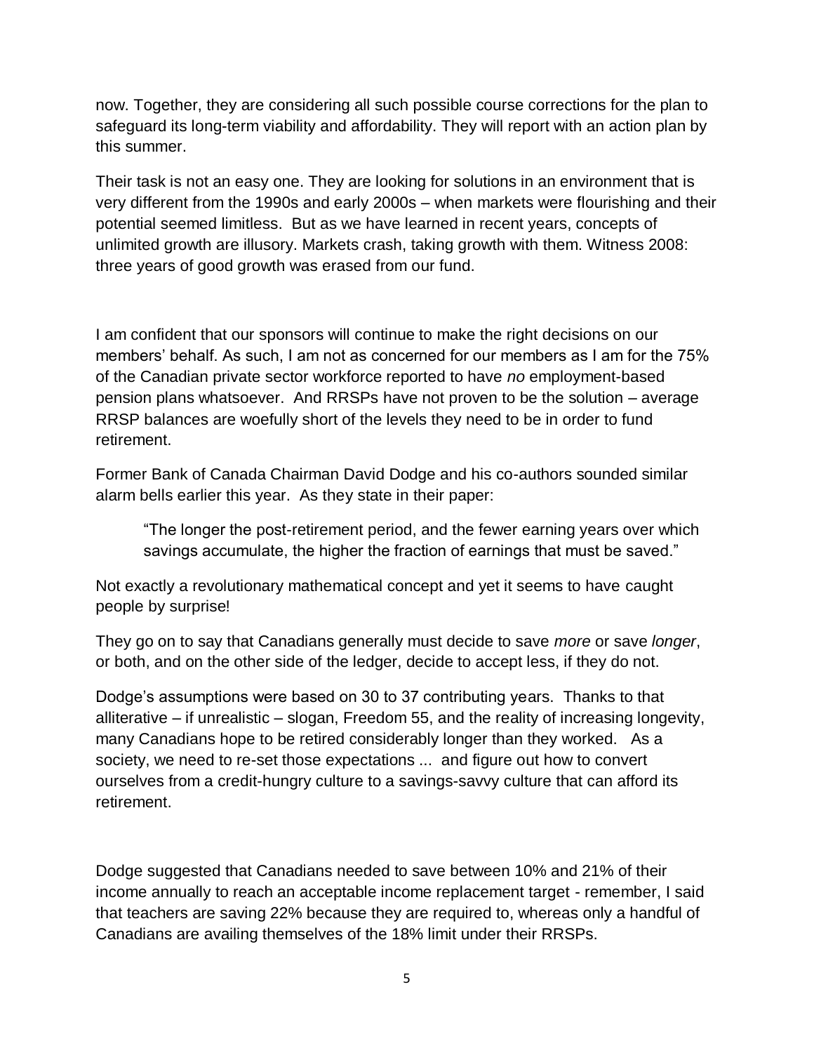now. Together, they are considering all such possible course corrections for the plan to safeguard its long-term viability and affordability. They will report with an action plan by this summer.

Their task is not an easy one. They are looking for solutions in an environment that is very different from the 1990s and early 2000s – when markets were flourishing and their potential seemed limitless. But as we have learned in recent years, concepts of unlimited growth are illusory. Markets crash, taking growth with them. Witness 2008: three years of good growth was erased from our fund.

I am confident that our sponsors will continue to make the right decisions on our members' behalf. As such, I am not as concerned for our members as I am for the 75% of the Canadian private sector workforce reported to have *no* employment-based pension plans whatsoever. And RRSPs have not proven to be the solution – average RRSP balances are woefully short of the levels they need to be in order to fund retirement.

Former Bank of Canada Chairman David Dodge and his co-authors sounded similar alarm bells earlier this year. As they state in their paper:

> "The longer the post-retirement period, and the fewer earning years over which savings accumulate, the higher the fraction of earnings that must be saved."

Not exactly a revolutionary mathematical concept and yet it seems to have caught people by surprise!

They go on to say that Canadians generally must decide to save *more* or save *longer*, or both, and on the other side of the ledger, decide to accept less, if they do not.

Dodge's assumptions were based on 30 to 37 contributing years. Thanks to that alliterative – if unrealistic – slogan, Freedom 55, and the reality of increasing longevity, many Canadians hope to be retired considerably longer than they worked. As a society, we need to re-set those expectations ... and figure out how to convert ourselves from a credit-hungry culture to a savings-savvy culture that can afford its retirement.

Dodge suggested that Canadians needed to save between 10% and 21% of their income annually to reach an acceptable income replacement target - remember, I said that teachers are saving 22% because they are required to, whereas only a handful of Canadians are availing themselves of the 18% limit under their RRSPs.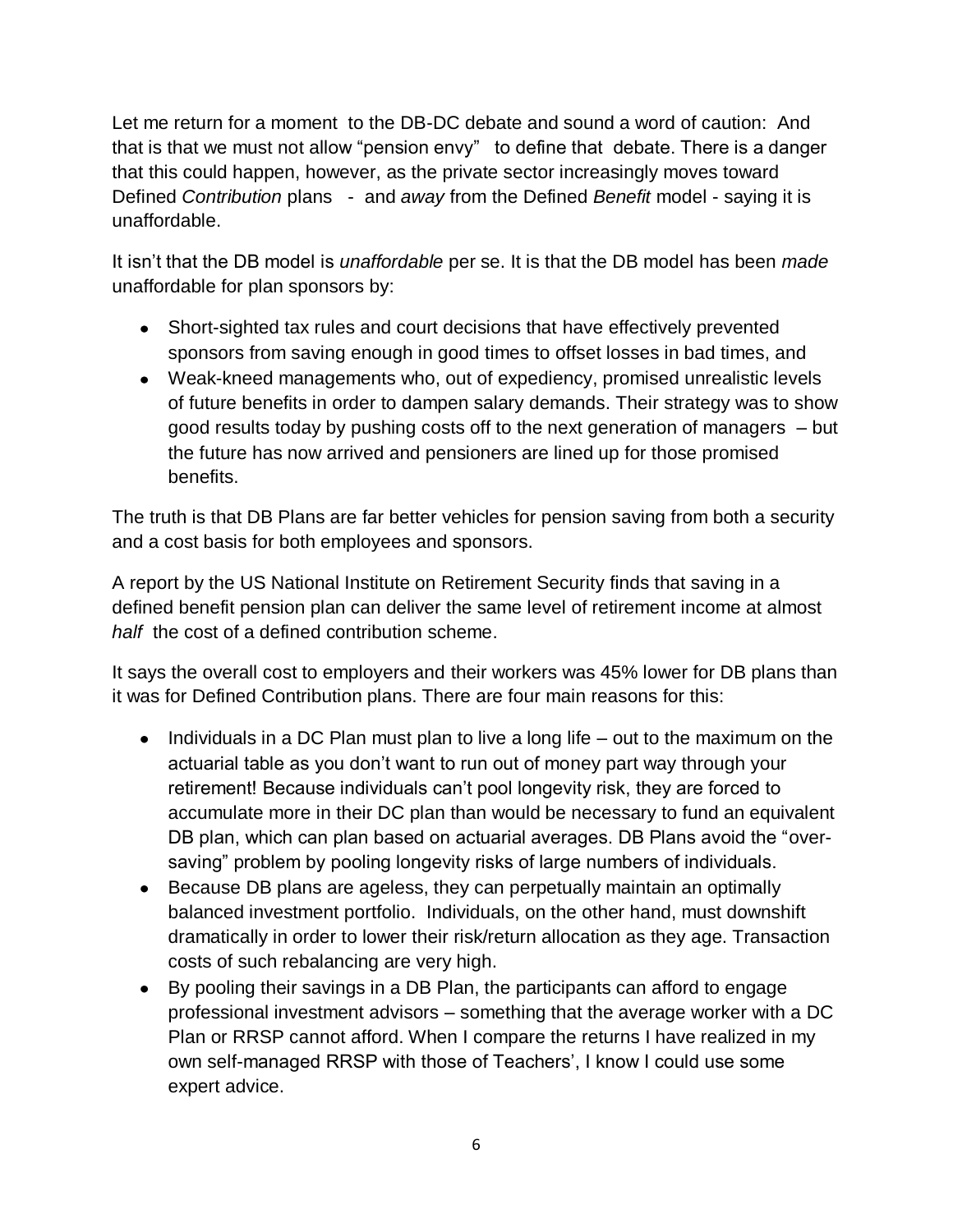Let me return for a moment to the DB-DC debate and sound a word of caution: And that is that we must not allow "pension envy" to define that debate. There is a danger that this could happen, however, as the private sector increasingly moves toward Defined *Contribution* plans - and *away* from the Defined *Benefit* model - saying it is unaffordable.

It isn't that the DB model is *unaffordable* per se. It is that the DB model has been *made* unaffordable for plan sponsors by:

- Short-sighted tax rules and court decisions that have effectively prevented sponsors from saving enough in good times to offset losses in bad times, and
- Weak-kneed managements who, out of expediency, promised unrealistic levels of future benefits in order to dampen salary demands. Their strategy was to show good results today by pushing costs off to the next generation of managers – but the future has now arrived and pensioners are lined up for those promised benefits.

The truth is that DB Plans are far better vehicles for pension saving from both a security and a cost basis for both employees and sponsors.

A report by the US National Institute on Retirement Security finds that saving in a defined benefit pension plan can deliver the same level of retirement income at almost *half* the cost of a defined contribution scheme.

It says the overall cost to employers and their workers was 45% lower for DB plans than it was for Defined Contribution plans. There are four main reasons for this:

- Individuals in a DC Plan must plan to live a long life – out to the maximum on the actuarial table as you don't want to run out of money part way through your retirement! Because individuals can't pool longevity risk, they are forced to accumulate more in their DC plan than would be necessary to fund an equivalent DB plan, which can plan based on actuarial averages. DB Plans avoid the "over-saving" problem by pooling longevity risks of large numbers of individuals.
- Because DB plans are ageless, they can perpetually maintain an optimally balanced investment portfolio. Individuals, on the other hand, must downshift dramatically in order to lower their risk/return allocation as they age. Transaction costs of such rebalancing are very high.
- By pooling their savings in a DB Plan, the participants can afford to engage professional investment advisors – something that the average worker with a DC Plan or RRSP cannot afford. When I compare the returns I have realized in my own self-managed RRSP with those of Teachers', I know I could use some expert advice.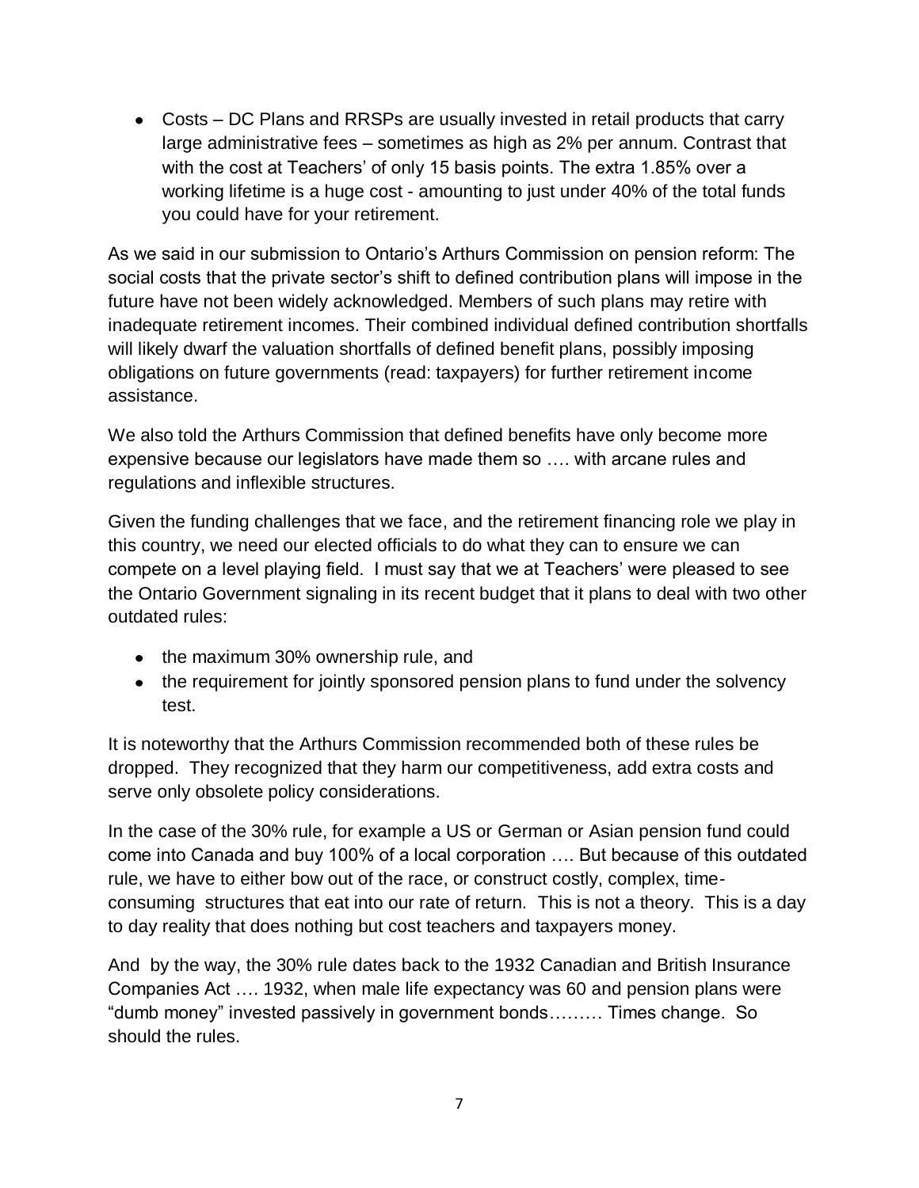- Costs – DC Plans and RRSPs are usually invested in retail products that carry large administrative fees – sometimes as high as 2% per annum. Contrast that with the cost at Teachers' of only 15 basis points. The extra 1.85% over a working lifetime is a huge cost - amounting to just under 40% of the total funds you could have for your retirement.

As we said in our submission to Ontario's Arthurs Commission on pension reform: The social costs that the private sector's shift to defined contribution plans will impose in the future have not been widely acknowledged. Members of such plans may retire with inadequate retirement incomes. Their combined individual defined contribution shortfalls will likely dwarf the valuation shortfalls of defined benefit plans, possibly imposing obligations on future governments (read: taxpayers) for further retirement income assistance.

We also told the Arthurs Commission that defined benefits have only become more expensive because our legislators have made them so …. with arcane rules and regulations and inflexible structures.

Given the funding challenges that we face, and the retirement financing role we play in this country, we need our elected officials to do what they can to ensure we can compete on a level playing field. I must say that we at Teachers' were pleased to see the Ontario Government signaling in its recent budget that it plans to deal with two other outdated rules:

- the maximum 30% ownership rule, and
- the requirement for jointly sponsored pension plans to fund under the solvency test.

It is noteworthy that the Arthurs Commission recommended both of these rules be dropped. They recognized that they harm our competitiveness, add extra costs and serve only obsolete policy considerations.

In the case of the 30% rule, for example a US or German or Asian pension fund could come into Canada and buy 100% of a local corporation …. But because of this outdated rule, we have to either bow out of the race, or construct costly, complex, time-consuming structures that eat into our rate of return. This is not a theory. This is a day to day reality that does nothing but cost teachers and taxpayers money.

And by the way, the 30% rule dates back to the 1932 Canadian and British Insurance Companies Act …. 1932, when male life expectancy was 60 and pension plans were "dumb money" invested passively in government bonds……… Times change. So should the rules.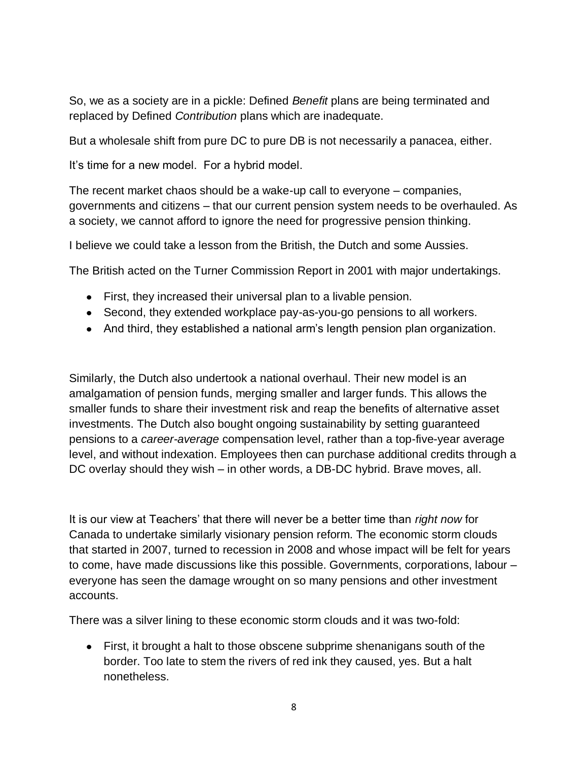So, we as a society are in a pickle: Defined *Benefit* plans are being terminated and replaced by Defined *Contribution* plans which are inadequate.

But a wholesale shift from pure DC to pure DB is not necessarily a panacea, either.

It's time for a new model. For a hybrid model.

The recent market chaos should be a wake-up call to everyone – companies, governments and citizens – that our current pension system needs to be overhauled. As a society, we cannot afford to ignore the need for progressive pension thinking.

I believe we could take a lesson from the British, the Dutch and some Aussies.

The British acted on the Turner Commission Report in 2001 with major undertakings.

- First, they increased their universal plan to a livable pension.
- Second, they extended workplace pay-as-you-go pensions to all workers.
- And third, they established a national arm's length pension plan organization.

Similarly, the Dutch also undertook a national overhaul. Their new model is an amalgamation of pension funds, merging smaller and larger funds. This allows the smaller funds to share their investment risk and reap the benefits of alternative asset investments. The Dutch also bought ongoing sustainability by setting guaranteed pensions to a *career-average* compensation level, rather than a top-five-year average level, and without indexation. Employees then can purchase additional credits through a DC overlay should they wish – in other words, a DB-DC hybrid. Brave moves, all.

It is our view at Teachers' that there will never be a better time than *right now* for Canada to undertake similarly visionary pension reform. The economic storm clouds that started in 2007, turned to recession in 2008 and whose impact will be felt for years to come, have made discussions like this possible. Governments, corporations, labour – everyone has seen the damage wrought on so many pensions and other investment accounts.

There was a silver lining to these economic storm clouds and it was two-fold:

- First, it brought a halt to those obscene subprime shenanigans south of the border. Too late to stem the rivers of red ink they caused, yes. But a halt nonetheless.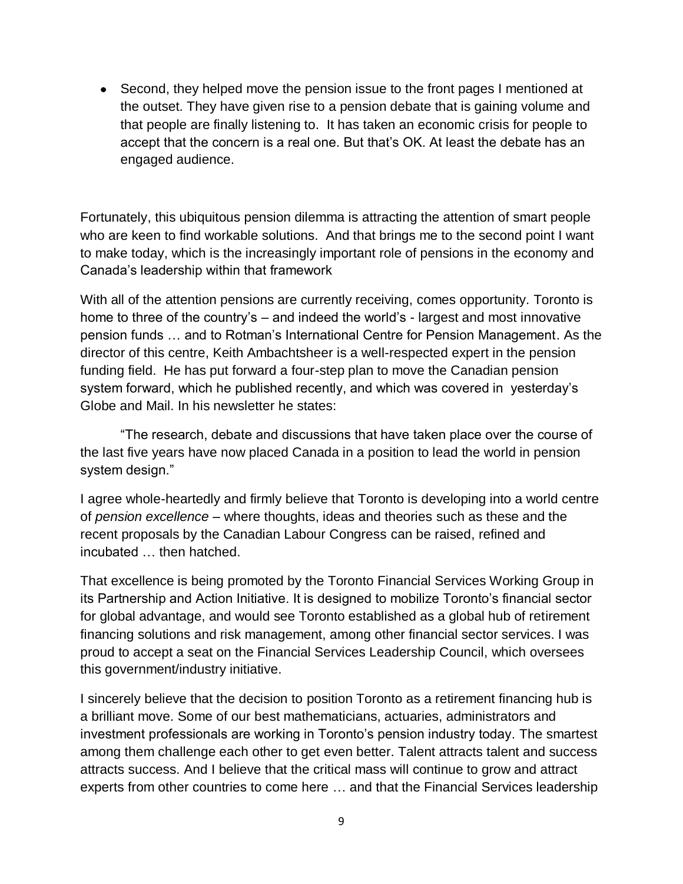- Second, they helped move the pension issue to the front pages I mentioned at the outset. They have given rise to a pension debate that is gaining volume and that people are finally listening to. It has taken an economic crisis for people to accept that the concern is a real one. But that's OK. At least the debate has an engaged audience.

Fortunately, this ubiquitous pension dilemma is attracting the attention of smart people who are keen to find workable solutions. And that brings me to the second point I want to make today, which is the increasingly important role of pensions in the economy and Canada's leadership within that framework

With all of the attention pensions are currently receiving, comes opportunity. Toronto is home to three of the country's – and indeed the world's - largest and most innovative pension funds … and to Rotman's International Centre for Pension Management. As the director of this centre, Keith Ambachtsheer is a well-respected expert in the pension funding field. He has put forward a four-step plan to move the Canadian pension system forward, which he published recently, and which was covered in yesterday's Globe and Mail. In his newsletter he states:

> "The research, debate and discussions that have taken place over the course of the last five years have now placed Canada in a position to lead the world in pension system design."

I agree whole-heartedly and firmly believe that Toronto is developing into a world centre of *pension excellence* – where thoughts, ideas and theories such as these and the recent proposals by the Canadian Labour Congress can be raised, refined and incubated … then hatched.

That excellence is being promoted by the Toronto Financial Services Working Group in its Partnership and Action Initiative. It is designed to mobilize Toronto's financial sector for global advantage, and would see Toronto established as a global hub of retirement financing solutions and risk management, among other financial sector services. I was proud to accept a seat on the Financial Services Leadership Council, which oversees this government/industry initiative.

I sincerely believe that the decision to position Toronto as a retirement financing hub is a brilliant move. Some of our best mathematicians, actuaries, administrators and investment professionals are working in Toronto's pension industry today. The smartest among them challenge each other to get even better. Talent attracts talent and success attracts success. And I believe that the critical mass will continue to grow and attract experts from other countries to come here … and that the Financial Services leadership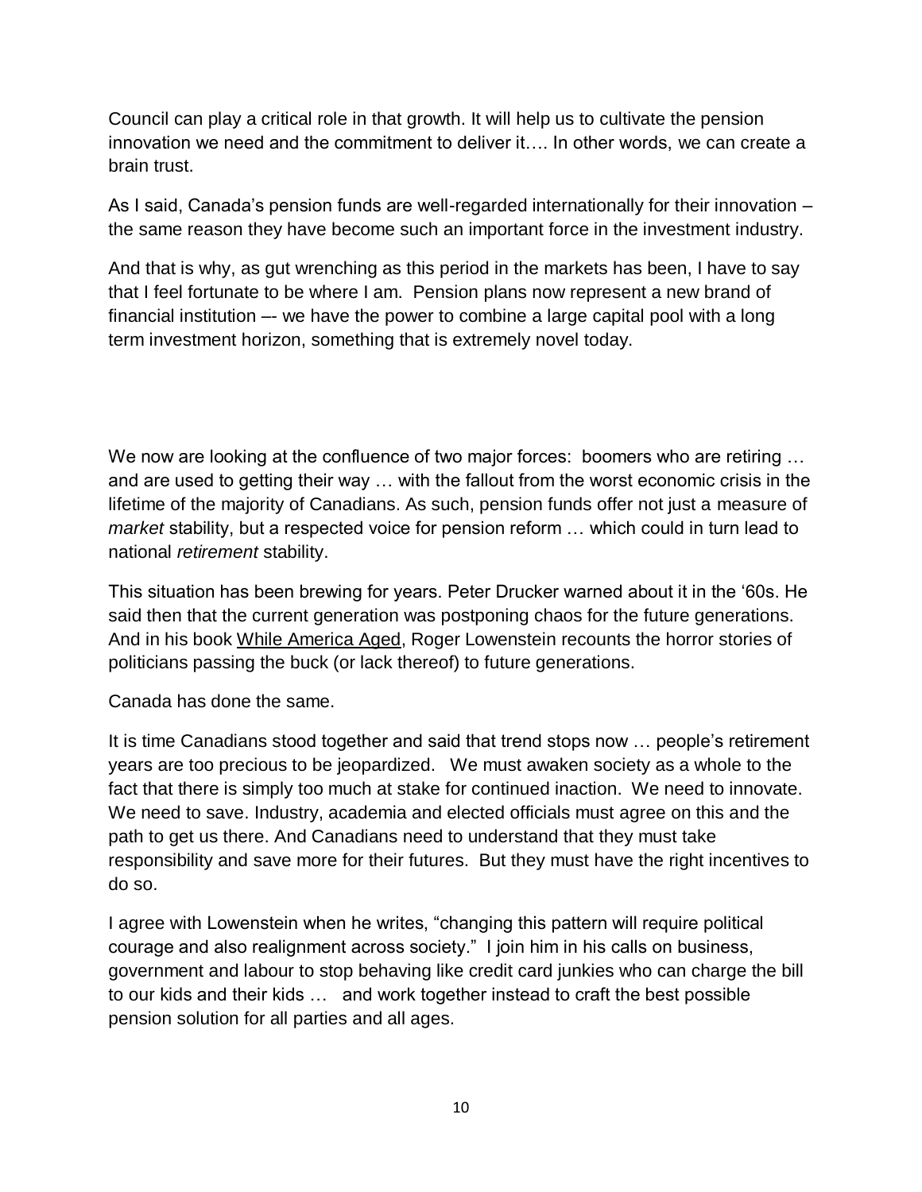Council can play a critical role in that growth. It will help us to cultivate the pension innovation we need and the commitment to deliver it…. In other words, we can create a brain trust.

As I said, Canada's pension funds are well-regarded internationally for their innovation – the same reason they have become such an important force in the investment industry.

And that is why, as gut wrenching as this period in the markets has been, I have to say that I feel fortunate to be where I am. Pension plans now represent a new brand of financial institution –- we have the power to combine a large capital pool with a long term investment horizon, something that is extremely novel today.

We now are looking at the confluence of two major forces: boomers who are retiring … and are used to getting their way … with the fallout from the worst economic crisis in the lifetime of the majority of Canadians. As such, pension funds offer not just a measure of *market* stability, but a respected voice for pension reform … which could in turn lead to national *retirement* stability.

This situation has been brewing for years. Peter Drucker warned about it in the '60s. He said then that the current generation was postponing chaos for the future generations. And in his book While America Aged, Roger Lowenstein recounts the horror stories of politicians passing the buck (or lack thereof) to future generations.

Canada has done the same.

It is time Canadians stood together and said that trend stops now … people's retirement years are too precious to be jeopardized. We must awaken society as a whole to the fact that there is simply too much at stake for continued inaction. We need to innovate. We need to save. Industry, academia and elected officials must agree on this and the path to get us there. And Canadians need to understand that they must take responsibility and save more for their futures. But they must have the right incentives to do so.

I agree with Lowenstein when he writes, "changing this pattern will require political courage and also realignment across society." I join him in his calls on business, government and labour to stop behaving like credit card junkies who can charge the bill to our kids and their kids … and work together instead to craft the best possible pension solution for all parties and all ages.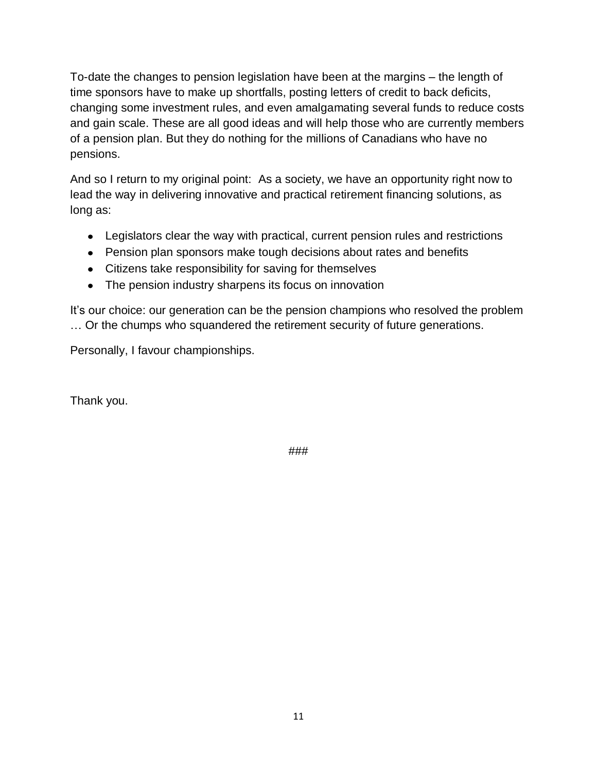To-date the changes to pension legislation have been at the margins – the length of time sponsors have to make up shortfalls, posting letters of credit to back deficits, changing some investment rules, and even amalgamating several funds to reduce costs and gain scale. These are all good ideas and will help those who are currently members of a pension plan. But they do nothing for the millions of Canadians who have no pensions.

And so I return to my original point: As a society, we have an opportunity right now to lead the way in delivering innovative and practical retirement financing solutions, as long as:

- Legislators clear the way with practical, current pension rules and restrictions
- Pension plan sponsors make tough decisions about rates and benefits
- Citizens take responsibility for saving for themselves
- The pension industry sharpens its focus on innovation

It's our choice: our generation can be the pension champions who resolved the problem … Or the chumps who squandered the retirement security of future generations.

Personally, I favour championships.

Thank you.

###